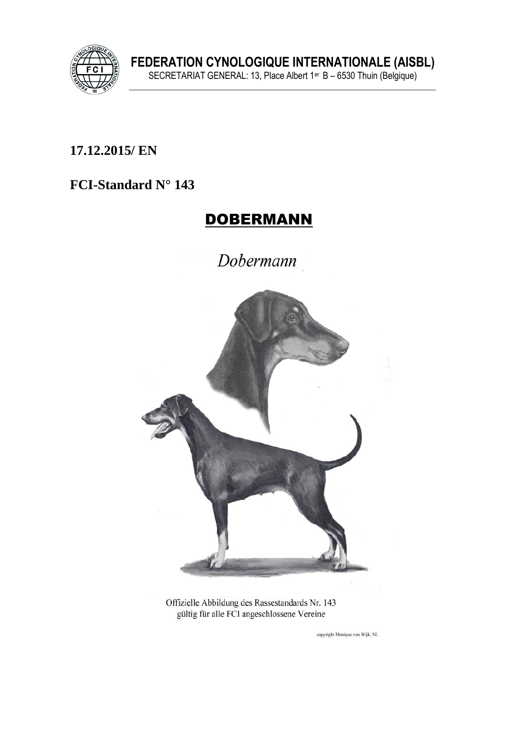**FEDERATION CYNOLOGIQUE INTERNATIONALE (AISBL)**
SECRETARIAT GENERAL: 13, Place Albert 1er B – 6530 Thuin (Belgique)

**17.12.2015/ EN**

**FCI-Standard N° 143**

# DOBERMANN

*Dobermann*

Offizielle Abbildung des Rassestandards Nr. 143
gültig für alle FCI angeschlossene Vereine

copyright Monique van Wijk, NL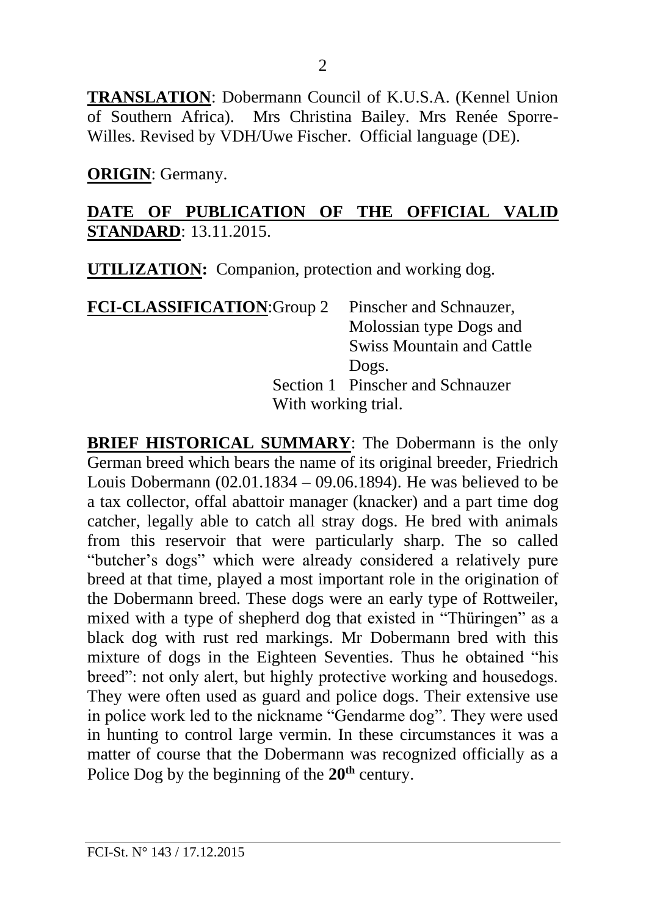**TRANSLATION**: Dobermann Council of K.U.S.A. (Kennel Union of Southern Africa). Mrs Christina Bailey. Mrs Renée Sporre-Willes. Revised by VDH/Uwe Fischer. Official language (DE).

**ORIGIN**: Germany.

**DATE OF PUBLICATION OF THE OFFICIAL VALID STANDARD**: 13.11.2015.

**UTILIZATION:** Companion, protection and working dog.

**FCI-CLASSIFICATION**: Group 2 Pinscher and Schnauzer, Molossian type Dogs and Swiss Mountain and Cattle Dogs.
Section 1 Pinscher and Schnauzer
With working trial.

**BRIEF HISTORICAL SUMMARY**: The Dobermann is the only German breed which bears the name of its original breeder, Friedrich Louis Dobermann (02.01.1834 – 09.06.1894). He was believed to be a tax collector, offal abattoir manager (knacker) and a part time dog catcher, legally able to catch all stray dogs. He bred with animals from this reservoir that were particularly sharp. The so called "butcher's dogs" which were already considered a relatively pure breed at that time, played a most important role in the origination of the Dobermann breed. These dogs were an early type of Rottweiler, mixed with a type of shepherd dog that existed in "Thüringen" as a black dog with rust red markings. Mr Dobermann bred with this mixture of dogs in the Eighteen Seventies. Thus he obtained "his breed": not only alert, but highly protective working and housedogs. They were often used as guard and police dogs. Their extensive use in police work led to the nickname "Gendarme dog". They were used in hunting to control large vermin. In these circumstances it was a matter of course that the Dobermann was recognized officially as a Police Dog by the beginning of the **20th** century.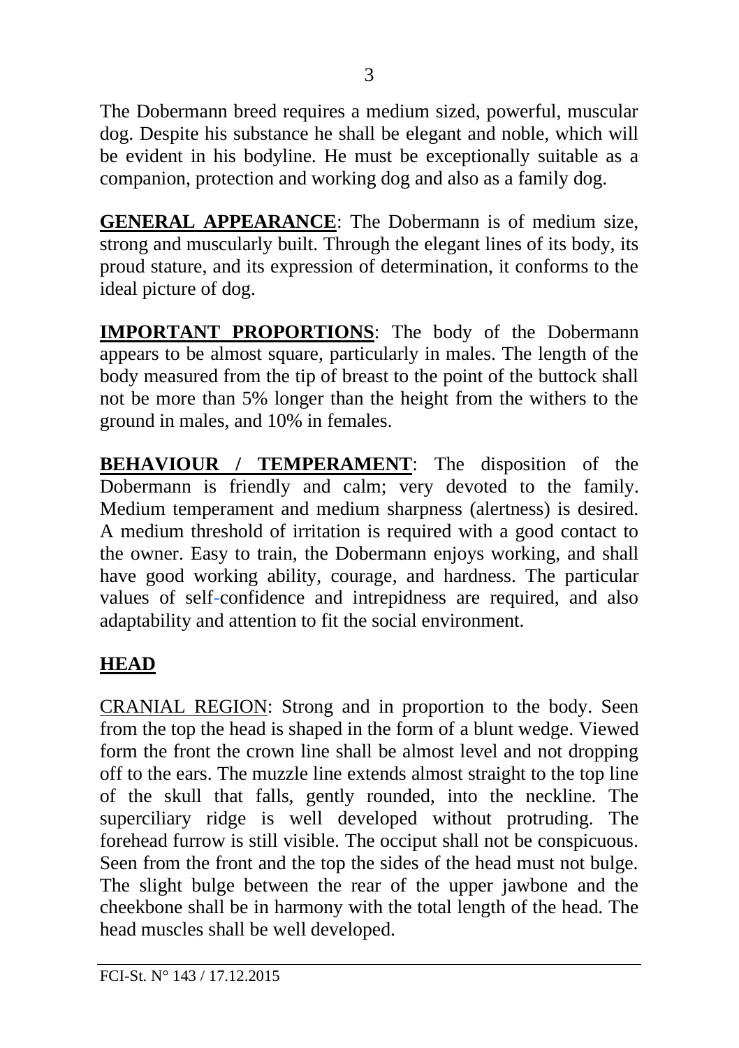The Dobermann breed requires a medium sized, powerful, muscular dog. Despite his substance he shall be elegant and noble, which will be evident in his bodyline. He must be exceptionally suitable as a companion, protection and working dog and also as a family dog.

**GENERAL APPEARANCE**: The Dobermann is of medium size, strong and muscularly built. Through the elegant lines of its body, its proud stature, and its expression of determination, it conforms to the ideal picture of dog.

**IMPORTANT PROPORTIONS**: The body of the Dobermann appears to be almost square, particularly in males. The length of the body measured from the tip of breast to the point of the buttock shall not be more than 5% longer than the height from the withers to the ground in males, and 10% in females.

**BEHAVIOUR / TEMPERAMENT**: The disposition of the Dobermann is friendly and calm; very devoted to the family. Medium temperament and medium sharpness (alertness) is desired. A medium threshold of irritation is required with a good contact to the owner. Easy to train, the Dobermann enjoys working, and shall have good working ability, courage, and hardness. The particular values of self-confidence and intrepidness are required, and also adaptability and attention to fit the social environment.

## HEAD

CRANIAL REGION: Strong and in proportion to the body. Seen from the top the head is shaped in the form of a blunt wedge. Viewed form the front the crown line shall be almost level and not dropping off to the ears. The muzzle line extends almost straight to the top line of the skull that falls, gently rounded, into the neckline. The superciliary ridge is well developed without protruding. The forehead furrow is still visible. The occiput shall not be conspicuous. Seen from the front and the top the sides of the head must not bulge. The slight bulge between the rear of the upper jawbone and the cheekbone shall be in harmony with the total length of the head. The head muscles shall be well developed.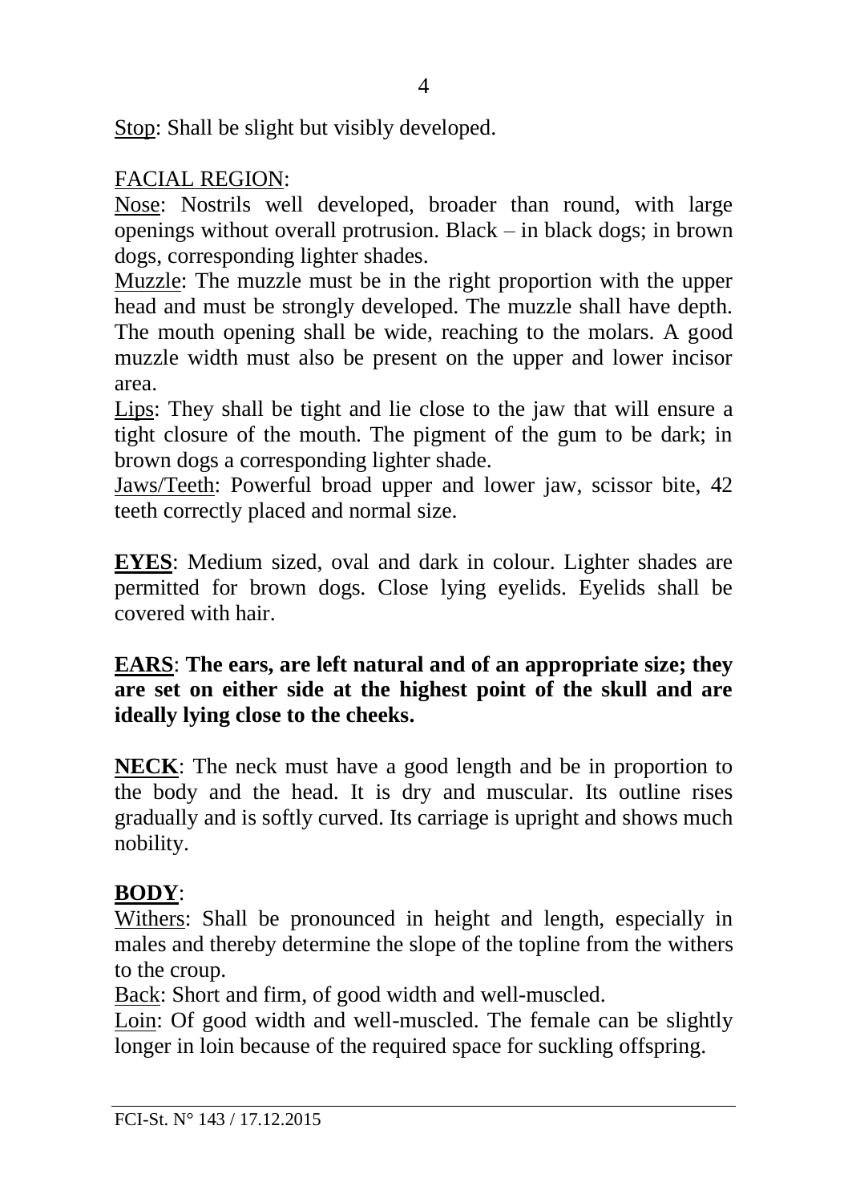<u>Stop</u>: Shall be slight but visibly developed.

<u>FACIAL REGION</u>:

<u>Nose</u>: Nostrils well developed, broader than round, with large openings without overall protrusion. Black – in black dogs; in brown dogs, corresponding lighter shades.

<u>Muzzle</u>: The muzzle must be in the right proportion with the upper head and must be strongly developed. The muzzle shall have depth. The mouth opening shall be wide, reaching to the molars. A good muzzle width must also be present on the upper and lower incisor area.

<u>Lips</u>: They shall be tight and lie close to the jaw that will ensure a tight closure of the mouth. The pigment of the gum to be dark; in brown dogs a corresponding lighter shade.

<u>Jaws/Teeth</u>: Powerful broad upper and lower jaw, scissor bite, 42 teeth correctly placed and normal size.

**<u>EYES</u>**: Medium sized, oval and dark in colour. Lighter shades are permitted for brown dogs. Close lying eyelids. Eyelids shall be covered with hair.

**<u>EARS</u>**: **The ears, are left natural and of an appropriate size; they are set on either side at the highest point of the skull and are ideally lying close to the cheeks.**

**<u>NECK</u>**: The neck must have a good length and be in proportion to the body and the head. It is dry and muscular. Its outline rises gradually and is softly curved. Its carriage is upright and shows much nobility.

**<u>BODY</u>**:

<u>Withers</u>: Shall be pronounced in height and length, especially in males and thereby determine the slope of the topline from the withers to the croup.

<u>Back</u>: Short and firm, of good width and well-muscled.

<u>Loin</u>: Of good width and well-muscled. The female can be slightly longer in loin because of the required space for suckling offspring.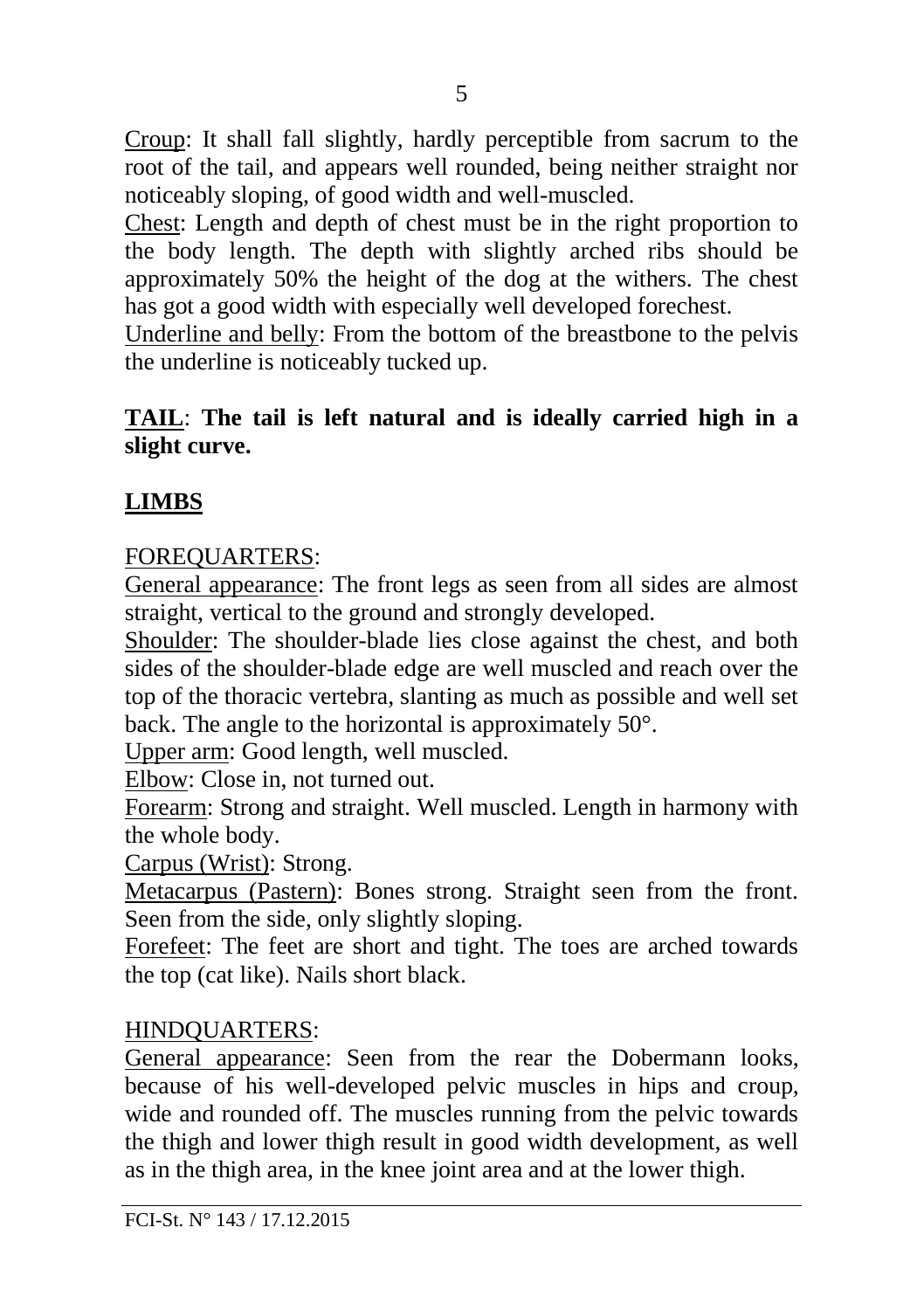Croup: It shall fall slightly, hardly perceptible from sacrum to the root of the tail, and appears well rounded, being neither straight nor noticeably sloping, of good width and well-muscled.

Chest: Length and depth of chest must be in the right proportion to the body length. The depth with slightly arched ribs should be approximately 50% the height of the dog at the withers. The chest has got a good width with especially well developed forechest.

Underline and belly: From the bottom of the breastbone to the pelvis the underline is noticeably tucked up.

**TAIL**: **The tail is left natural and is ideally carried high in a slight curve.**

## LIMBS

FOREQUARTERS:

General appearance: The front legs as seen from all sides are almost straight, vertical to the ground and strongly developed.

Shoulder: The shoulder-blade lies close against the chest, and both sides of the shoulder-blade edge are well muscled and reach over the top of the thoracic vertebra, slanting as much as possible and well set back. The angle to the horizontal is approximately 50°.

Upper arm: Good length, well muscled.

Elbow: Close in, not turned out.

Forearm: Strong and straight. Well muscled. Length in harmony with the whole body.

Carpus (Wrist): Strong.

Metacarpus (Pastern): Bones strong. Straight seen from the front. Seen from the side, only slightly sloping.

Forefeet: The feet are short and tight. The toes are arched towards the top (cat like). Nails short black.

HINDQUARTERS:

General appearance: Seen from the rear the Dobermann looks, because of his well-developed pelvic muscles in hips and croup, wide and rounded off. The muscles running from the pelvic towards the thigh and lower thigh result in good width development, as well as in the thigh area, in the knee joint area and at the lower thigh.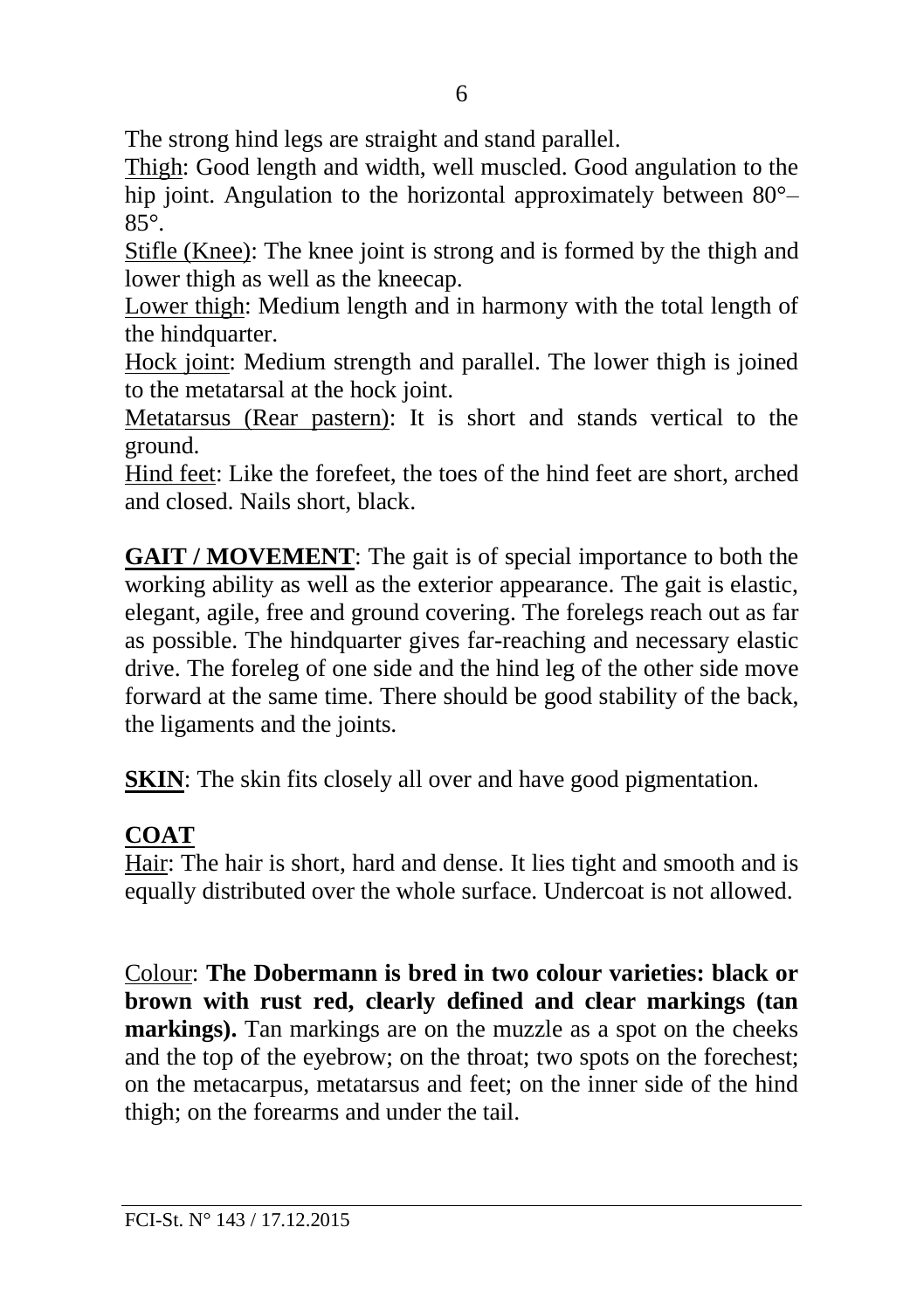The strong hind legs are straight and stand parallel.

Thigh: Good length and width, well muscled. Good angulation to the hip joint. Angulation to the horizontal approximately between 80°–85°.

Stifle (Knee): The knee joint is strong and is formed by the thigh and lower thigh as well as the kneecap.

Lower thigh: Medium length and in harmony with the total length of the hindquarter.

Hock joint: Medium strength and parallel. The lower thigh is joined to the metatarsal at the hock joint.

Metatarsus (Rear pastern): It is short and stands vertical to the ground.

Hind feet: Like the forefeet, the toes of the hind feet are short, arched and closed. Nails short, black.

**GAIT / MOVEMENT**: The gait is of special importance to both the working ability as well as the exterior appearance. The gait is elastic, elegant, agile, free and ground covering. The forelegs reach out as far as possible. The hindquarter gives far-reaching and necessary elastic drive. The foreleg of one side and the hind leg of the other side move forward at the same time. There should be good stability of the back, the ligaments and the joints.

**SKIN**: The skin fits closely all over and have good pigmentation.

## COAT

Hair: The hair is short, hard and dense. It lies tight and smooth and is equally distributed over the whole surface. Undercoat is not allowed.

Colour: **The Dobermann is bred in two colour varieties: black or brown with rust red, clearly defined and clear markings (tan markings).** Tan markings are on the muzzle as a spot on the cheeks and the top of the eyebrow; on the throat; two spots on the forechest; on the metacarpus, metatarsus and feet; on the inner side of the hind thigh; on the forearms and under the tail.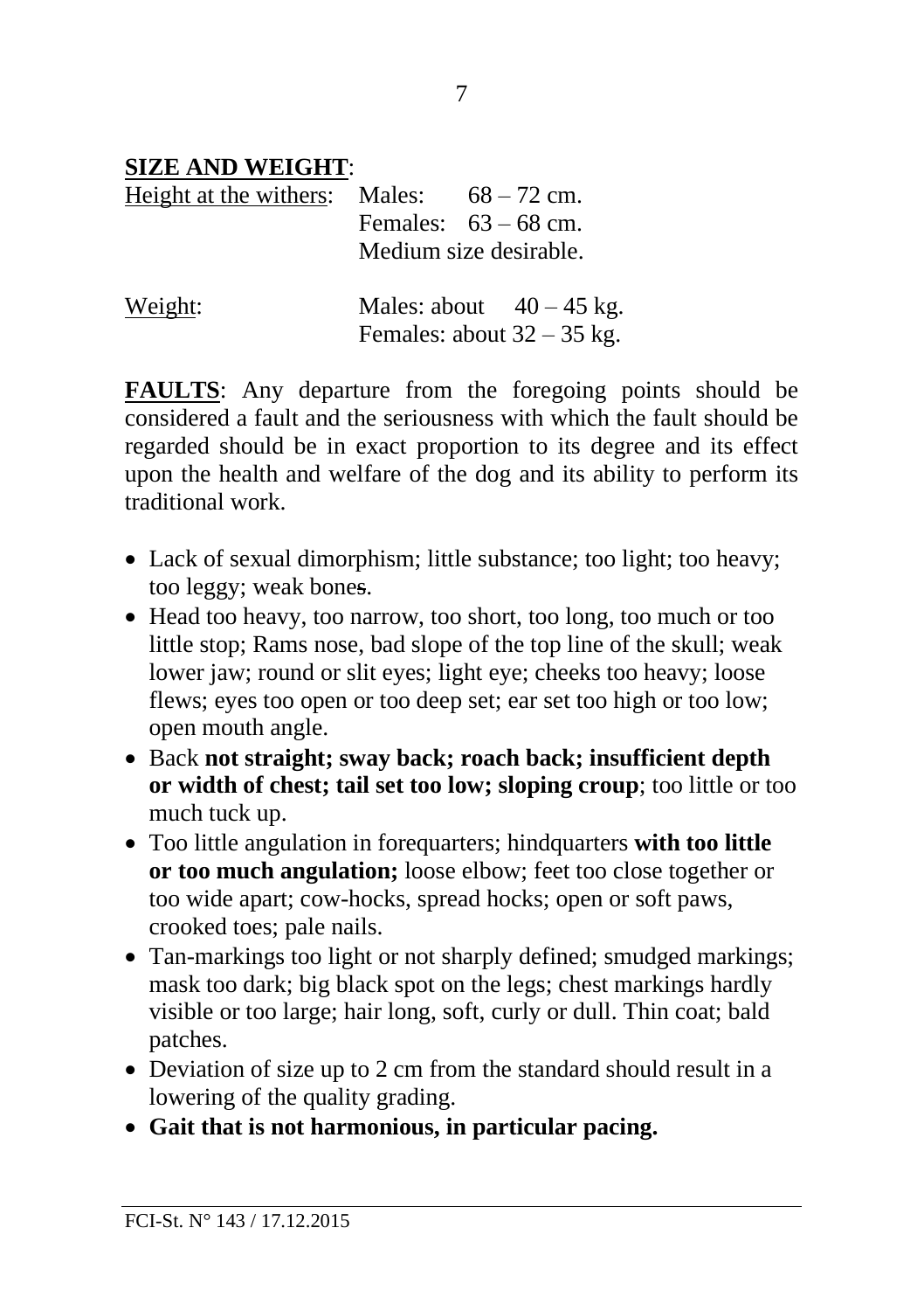**SIZE AND WEIGHT**:

Height at the withers: Males: 68 – 72 cm.
Females: 63 – 68 cm.
Medium size desirable.

Weight: Males: about 40 – 45 kg.
Females: about 32 – 35 kg.

**FAULTS**: Any departure from the foregoing points should be considered a fault and the seriousness with which the fault should be regarded should be in exact proportion to its degree and its effect upon the health and welfare of the dog and its ability to perform its traditional work.

- Lack of sexual dimorphism; little substance; too light; too heavy; too leggy; weak bones.
- Head too heavy, too narrow, too short, too long, too much or too little stop; Rams nose, bad slope of the top line of the skull; weak lower jaw; round or slit eyes; light eye; cheeks too heavy; loose flews; eyes too open or too deep set; ear set too high or too low; open mouth angle.
- Back **not straight; sway back; roach back; insufficient depth or width of chest; tail set too low; sloping croup**; too little or too much tuck up.
- Too little angulation in forequarters; hindquarters **with too little or too much angulation;** loose elbow; feet too close together or too wide apart; cow-hocks, spread hocks; open or soft paws, crooked toes; pale nails.
- Tan-markings too light or not sharply defined; smudged markings; mask too dark; big black spot on the legs; chest markings hardly visible or too large; hair long, soft, curly or dull. Thin coat; bald patches.
- Deviation of size up to 2 cm from the standard should result in a lowering of the quality grading.
- **Gait that is not harmonious, in particular pacing.**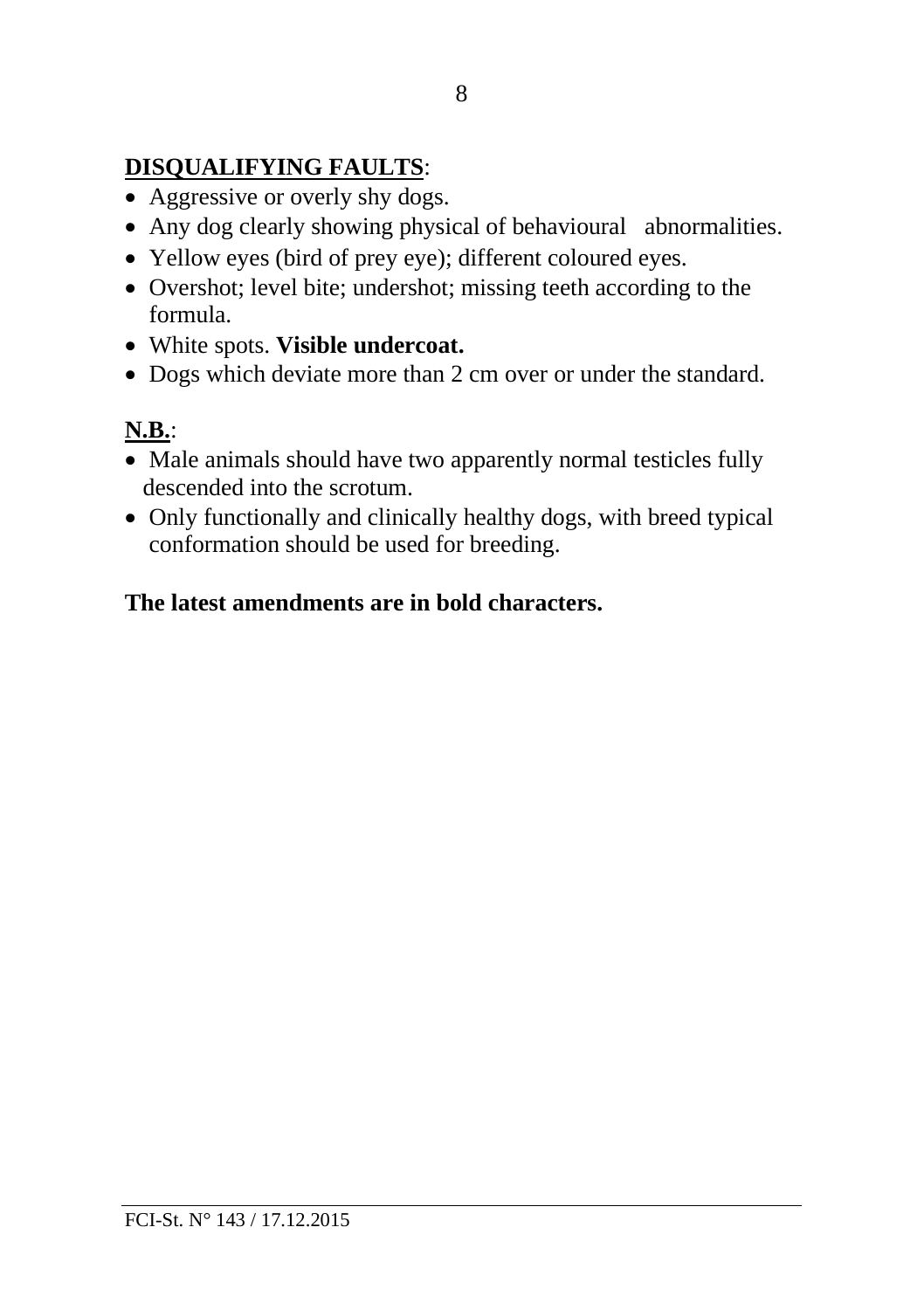**<u>DISQUALIFYING FAULTS</u>**:

- Aggressive or overly shy dogs.
- Any dog clearly showing physical of behavioural abnormalities.
- Yellow eyes (bird of prey eye); different coloured eyes.
- Overshot; level bite; undershot; missing teeth according to the formula.
- White spots. **Visible undercoat.**
- Dogs which deviate more than 2 cm over or under the standard.

**<u>N.B.</u>**:

- Male animals should have two apparently normal testicles fully descended into the scrotum.
- Only functionally and clinically healthy dogs, with breed typical conformation should be used for breeding.

**The latest amendments are in bold characters.**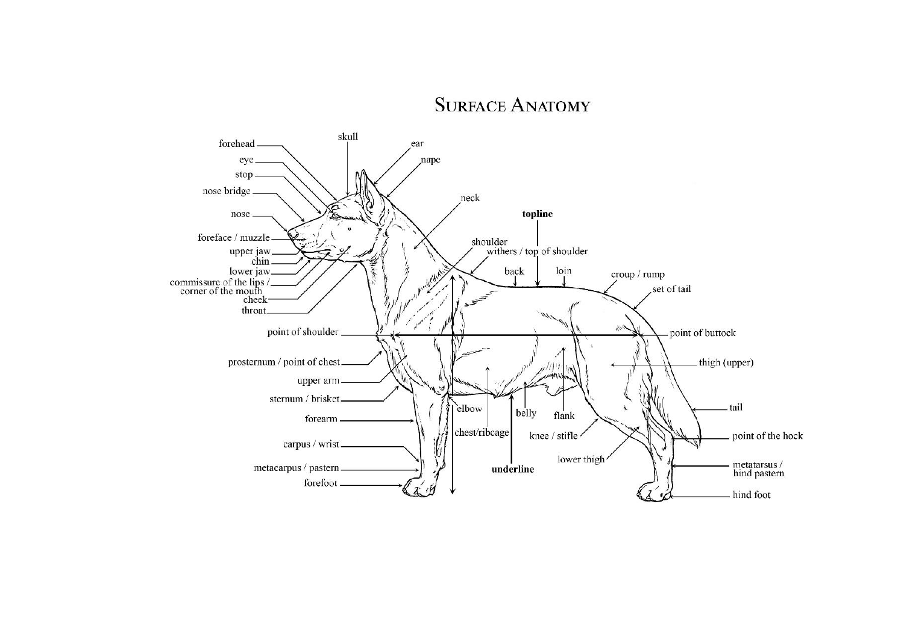# Surface Anatomy

skull
forehead
eye
stop
nose bridge
nose
foreface / muzzle
upper jaw
chin
lower jaw
commissure of the lips / corner of the mouth
cheek
throat
ear
nape
neck
topline
shoulder
withers / top of shoulder
back
loin
croup / rump
set of tail
point of shoulder
point of buttock
prosternum / point of chest
thigh (upper)
upper arm
sternum / brisket
elbow
belly
flank
tail
forearm
chest/ribcage
knee / stifle
point of the hock
carpus / wrist
lower thigh
underline
metacarpus / pastern
metatarsus / hind pastern
forefoot
hind foot